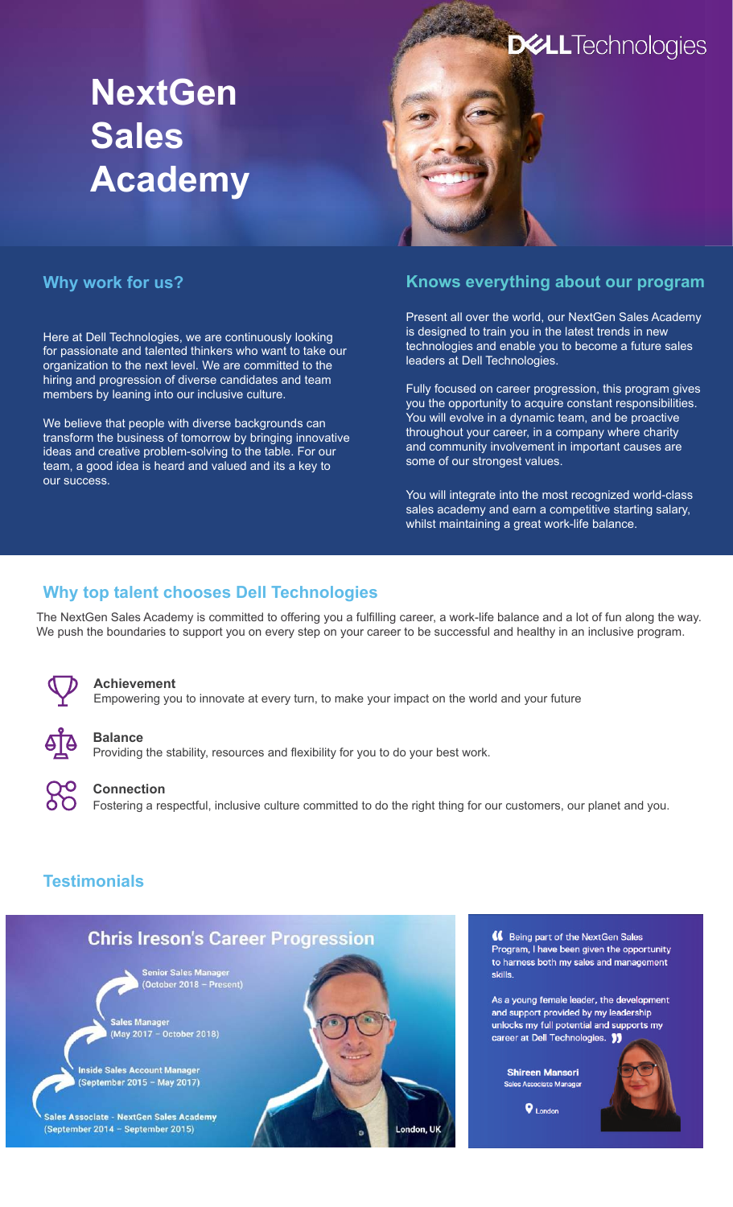Dell Technologies

# NextGen Sales Academy

## Why work for us?

Here at Dell Technologies, we are continuously looking for passionate and talented thinkers who want to take our organization to the next level. We are committed to the hiring and progression of diverse candidates and team members by leaning into our inclusive culture.

We believe that people with diverse backgrounds can transform the business of tomorrow by bringing innovative ideas and creative problem-solving to the table. For our team, a good idea is heard and valued and its a key to our success.

## Knows everything about our program

Present all over the world, our NextGen Sales Academy is designed to train you in the latest trends in new technologies and enable you to become a future sales leaders at Dell Technologies.

Fully focused on career progression, this program gives you the opportunity to acquire constant responsibilities. You will evolve in a dynamic team, and be proactive throughout your career, in a company where charity and community involvement in important causes are some of our strongest values.

You will integrate into the most recognized world-class sales academy and earn a competitive starting salary, whilst maintaining a great work-life balance.

## Why top talent chooses Dell Technologies

The NextGen Sales Academy is committed to offering you a fulfilling career, a work-life balance and a lot of fun along the way. We push the boundaries to support you on every step on your career to be successful and healthy in an inclusive program.

**Achievement**
Empowering you to innovate at every turn, to make your impact on the world and your future

**Balance**
Providing the stability, resources and flexibility for you to do your best work.

**Connection**
Fostering a respectful, inclusive culture committed to do the right thing for our customers, our planet and you.

## Testimonials

### Chris Ireson's Career Progression

- Senior Sales Manager (October 2018 – Present)
- Sales Manager (May 2017 – October 2018)
- Inside Sales Account Manager (September 2015 – May 2017)
- Sales Associate - NextGen Sales Academy (September 2014 – September 2015)

London, UK

"Being part of the NextGen Sales Program, I have been given the opportunity to harness both my sales and management skills.

As a young female leader, the development and support provided by my leadership unlocks my full potential and supports my career at Dell Technologies."

**Shireen Mansori**
Sales Associate Manager
London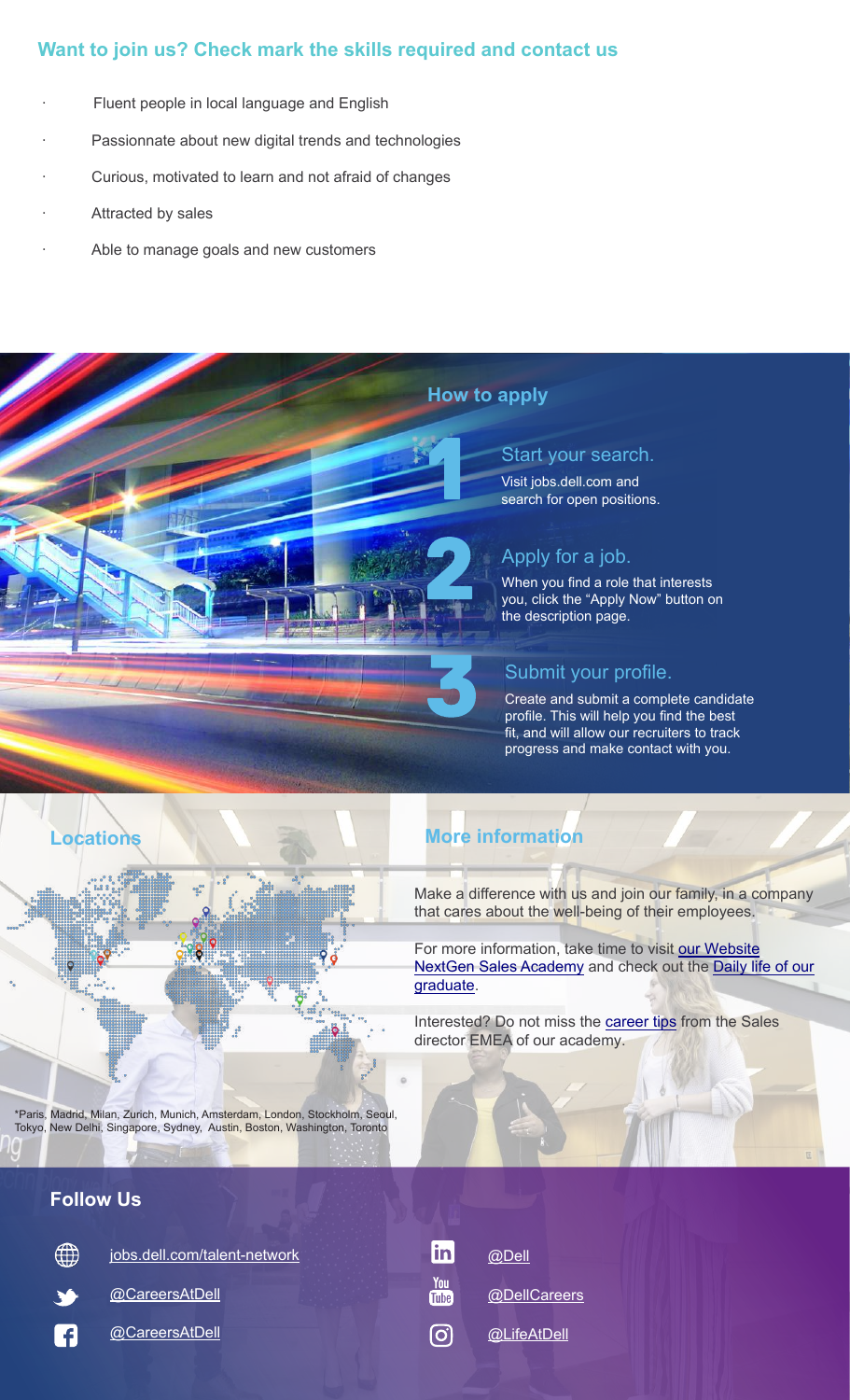## Want to join us? Check mark the skills required and contact us

- Fluent people in local language and English
- Passionnate about new digital trends and technologies
- Curious, motivated to learn and not afraid of changes
- Attracted by sales
- Able to manage goals and new customers

## How to apply

### 1 Start your search.

Visit jobs.dell.com and search for open positions.

### 2 Apply for a job.

When you find a role that interests you, click the "Apply Now" button on the description page.

### 3 Submit your profile.

Create and submit a complete candidate profile. This will help you find the best fit, and will allow our recruiters to track progress and make contact with you.

## Locations

*Paris, Madrid, Milan, Zurich, Munich, Amsterdam, London, Stockholm, Seoul, Tokyo, New Delhi, Singapore, Sydney, Austin, Boston, Washington, Toronto

## More information

Make a difference with us and join our family, in a company that cares about the well-being of their employees.

For more information, take time to visit our Website NextGen Sales Academy and check out the Daily life of our graduate.

Interested? Do not miss the career tips from the Sales director EMEA of our academy.

## Follow Us

- jobs.dell.com/talent-network
- Twitter: @CareersAtDell
- Facebook: @CareersAtDell
- LinkedIn: @Dell
- YouTube: @DellCareers
- Instagram: @LifeAtDell